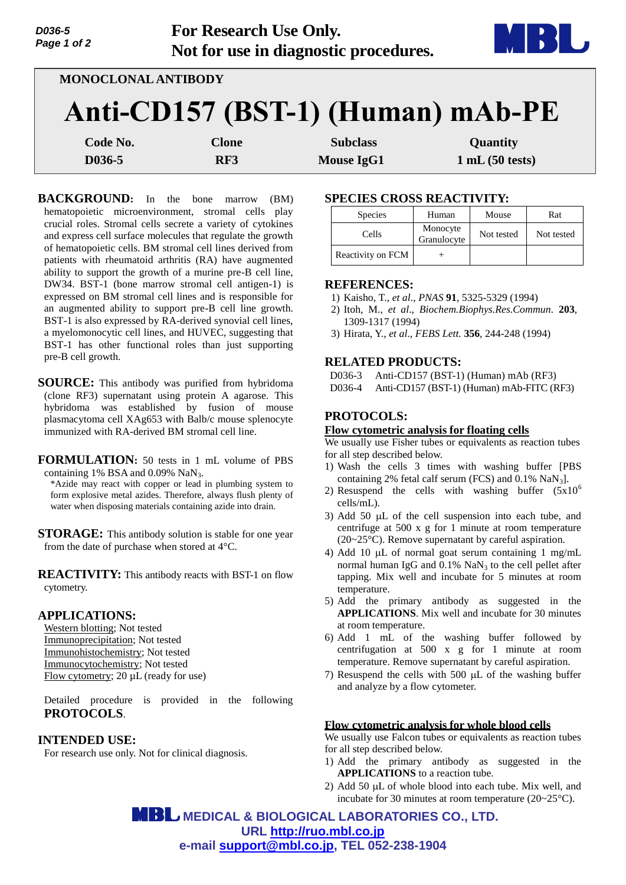**For Research Use Only.**
**Not for use in diagnostic procedures.**

MONOCLONAL ANTIBODY

# Anti-CD157 (BST-1) (Human) mAb-PE

| Code No. | Clone | Subclass | Quantity |
|---|---|---|---|
| D036-5 | RF3 | Mouse IgG1 | 1 mL (50 tests) |

## BACKGROUND:

In the bone marrow (BM) hematopoietic microenvironment, stromal cells play crucial roles. Stromal cells secrete a variety of cytokines and express cell surface molecules that regulate the growth of hematopoietic cells. BM stromal cell lines derived from patients with rheumatoid arthritis (RA) have augmented ability to support the growth of a murine pre-B cell line, DW34. BST-1 (bone marrow stromal cell antigen-1) is expressed on BM stromal cell lines and is responsible for an augmented ability to support pre-B cell line growth. BST-1 is also expressed by RA-derived synovial cell lines, a myelomonocytic cell lines, and HUVEC, suggesting that BST-1 has other functional roles than just supporting pre-B cell growth.

## SOURCE:

This antibody was purified from hybridoma (clone RF3) supernatant using protein A agarose. This hybridoma was established by fusion of mouse plasmacytoma cell XAg653 with Balb/c mouse splenocyte immunized with RA-derived BM stromal cell line.

## FORMULATION:

50 tests in 1 mL volume of PBS containing 1% BSA and 0.09% $NaN_3$.

*Azide may react with copper or lead in plumbing system to form explosive metal azides. Therefore, always flush plenty of water when disposing materials containing azide into drain.

## STORAGE:

This antibody solution is stable for one year from the date of purchase when stored at 4°C.

## REACTIVITY:

This antibody reacts with BST-1 on flow cytometry.

## APPLICATIONS:

Western blotting; Not tested
Immunoprecipitation; Not tested
Immunohistochemistry; Not tested
Immunocytochemistry; Not tested
Flow cytometry; 20 µL (ready for use)

Detailed procedure is provided in the following **PROTOCOLS**.

## INTENDED USE:

For research use only. Not for clinical diagnosis.

## SPECIES CROSS REACTIVITY:

| Species | Human | Mouse | Rat |
|---|---|---|---|
| Cells | Monocyte Granulocyte | Not tested | Not tested |
| Reactivity on FCM | + | | |

## REFERENCES:

1) Kaisho, T., *et al*., *PNAS* **91**, 5325-5329 (1994)
2) Itoh, M., *et al*., *Biochem.Biophys.Res.Commun*. **203**, 1309-1317 (1994)
3) Hirata, Y., *et al*., *FEBS Lett.* **356**, 244-248 (1994)

## RELATED PRODUCTS:

D036-3 Anti-CD157 (BST-1) (Human) mAb (RF3)
D036-4 Anti-CD157 (BST-1) (Human) mAb-FITC (RF3)

## PROTOCOLS:

### Flow cytometric analysis for floating cells

We usually use Fisher tubes or equivalents as reaction tubes for all step described below.

1) Wash the cells 3 times with washing buffer [PBS containing 2% fetal calf serum (FCS) and 0.1% $NaN_3$].
2) Resuspend the cells with washing buffer ($5x10^6$ cells/mL).
3) Add 50 µL of the cell suspension into each tube, and centrifuge at 500 x g for 1 minute at room temperature (20~25°C). Remove supernatant by careful aspiration.
4) Add 10 µL of normal goat serum containing 1 mg/mL normal human IgG and 0.1% $NaN_3$ to the cell pellet after tapping. Mix well and incubate for 5 minutes at room temperature.
5) Add the primary antibody as suggested in the **APPLICATIONS**. Mix well and incubate for 30 minutes at room temperature.
6) Add 1 mL of the washing buffer followed by centrifugation at 500 x g for 1 minute at room temperature. Remove supernatant by careful aspiration.
7) Resuspend the cells with 500 µL of the washing buffer and analyze by a flow cytometer.

### Flow cytometric analysis for whole blood cells

We usually use Falcon tubes or equivalents as reaction tubes for all step described below.

1) Add the primary antibody as suggested in the **APPLICATIONS** to a reaction tube.
2) Add 50 µL of whole blood into each tube. Mix well, and incubate for 30 minutes at room temperature (20~25°C).

MEDICAL & BIOLOGICAL LABORATORIES CO., LTD.
URL http://ruo.mbl.co.jp
e-mail support@mbl.co.jp, TEL 052-238-1904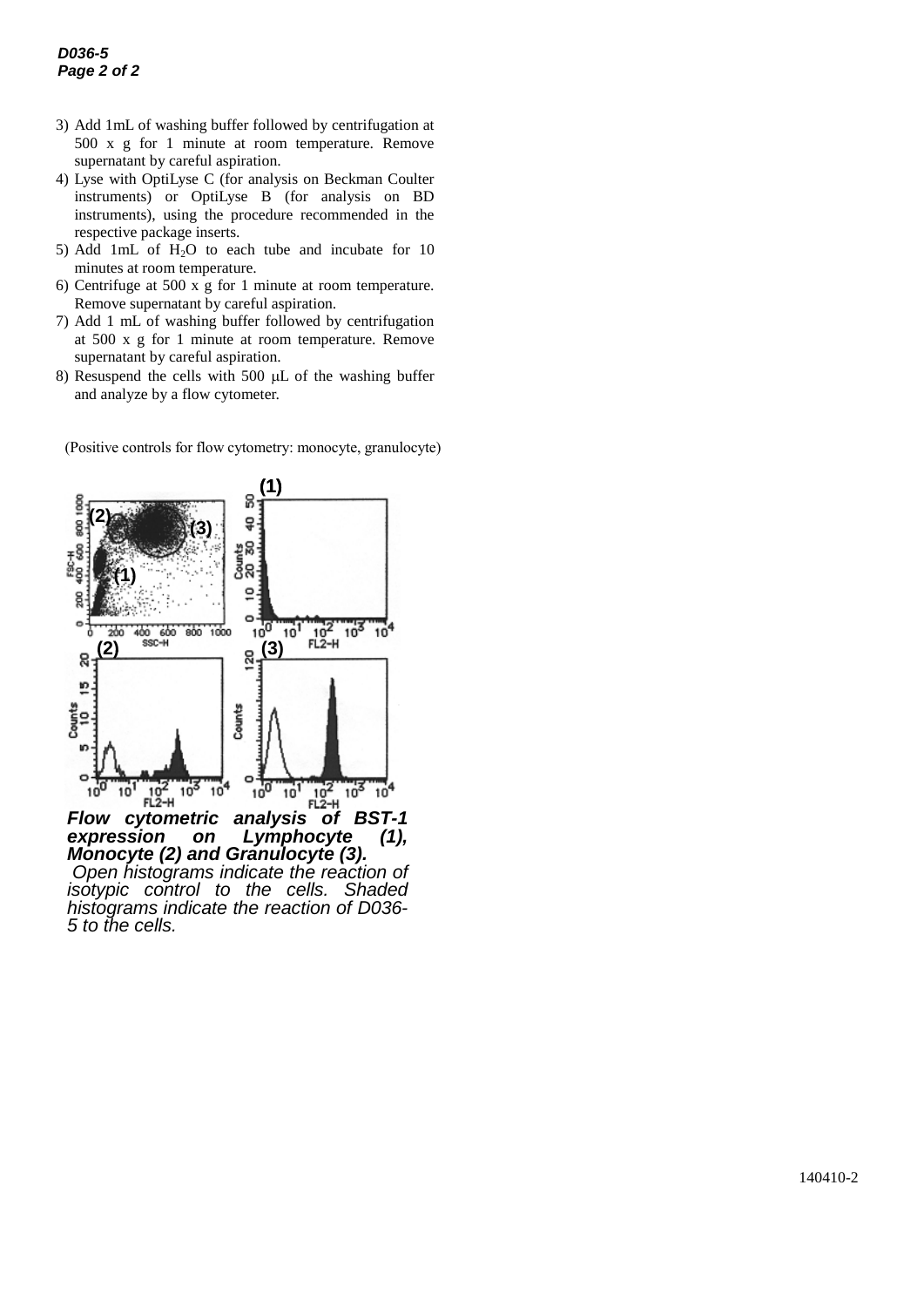3) Add 1mL of washing buffer followed by centrifugation at 500 x g for 1 minute at room temperature. Remove supernatant by careful aspiration.
4) Lyse with OptiLyse C (for analysis on Beckman Coulter instruments) or OptiLyse B (for analysis on BD instruments), using the procedure recommended in the respective package inserts.
5) Add 1mL of $H_2O$ to each tube and incubate for 10 minutes at room temperature.
6) Centrifuge at 500 x g for 1 minute at room temperature. Remove supernatant by careful aspiration.
7) Add 1 mL of washing buffer followed by centrifugation at 500 x g for 1 minute at room temperature. Remove supernatant by careful aspiration.
8) Resuspend the cells with 500 μL of the washing buffer and analyze by a flow cytometer.

(Positive controls for flow cytometry: monocyte, granulocyte)

(1)
(2)
(3)
FSC-H
SSC-H
Counts
FL2-H

***Flow cytometric analysis of BST-1 expression on Lymphocyte (1), Monocyte (2) and Granulocyte (3).***
*Open histograms indicate the reaction of isotypic control to the cells. Shaded histograms indicate the reaction of D036-5 to the cells.*

140410-2